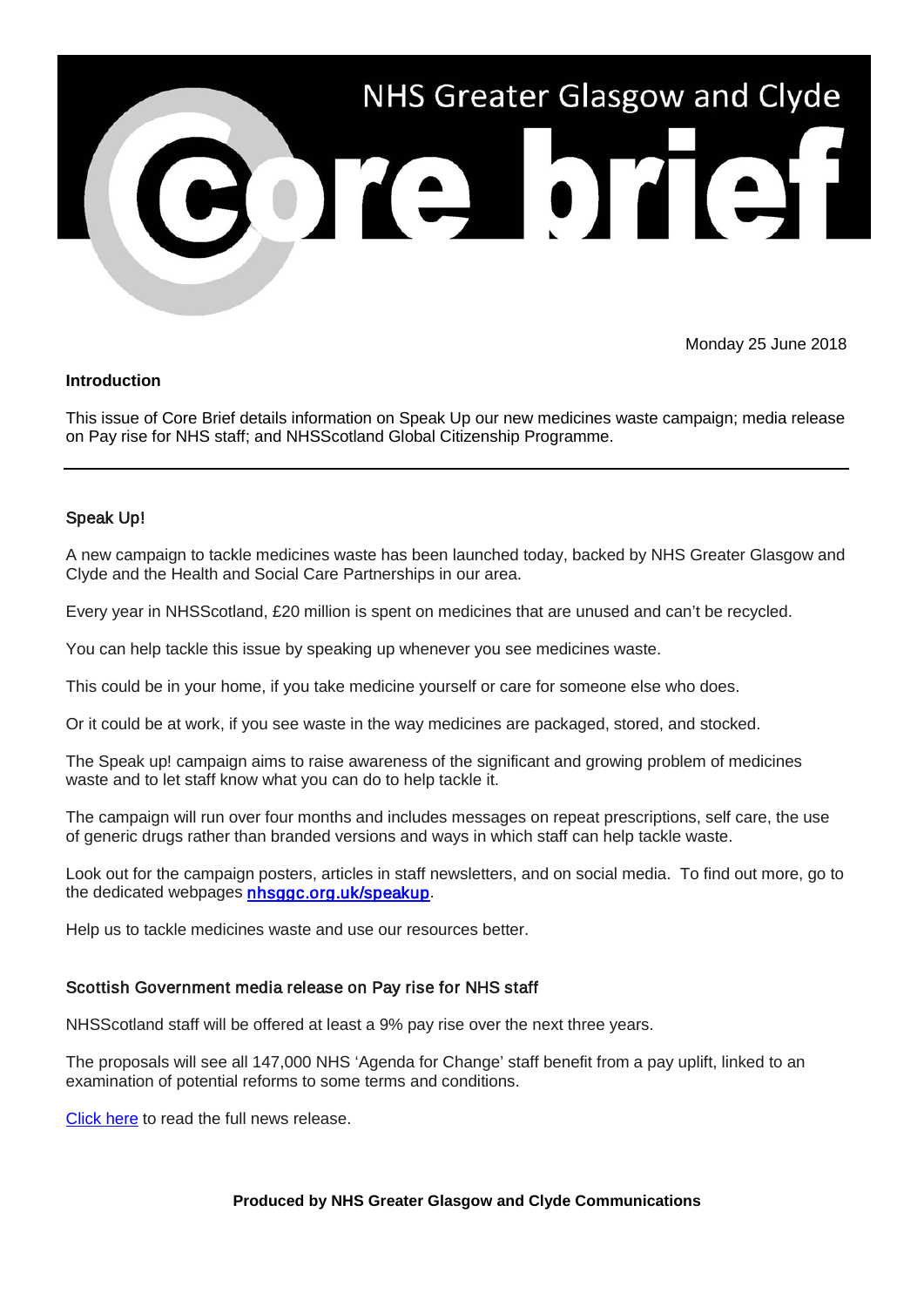# NHS Greater Glasgow and Clyde Core brief

Monday 25 June 2018

**Introduction**

This issue of Core Brief details information on Speak Up our new medicines waste campaign; media release on Pay rise for NHS staff; and NHSScotland Global Citizenship Programme.

---

## Speak Up!

A new campaign to tackle medicines waste has been launched today, backed by NHS Greater Glasgow and Clyde and the Health and Social Care Partnerships in our area.

Every year in NHSScotland, £20 million is spent on medicines that are unused and can't be recycled.

You can help tackle this issue by speaking up whenever you see medicines waste.

This could be in your home, if you take medicine yourself or care for someone else who does.

Or it could be at work, if you see waste in the way medicines are packaged, stored, and stocked.

The Speak up! campaign aims to raise awareness of the significant and growing problem of medicines waste and to let staff know what you can do to help tackle it.

The campaign will run over four months and includes messages on repeat prescriptions, self care, the use of generic drugs rather than branded versions and ways in which staff can help tackle waste.

Look out for the campaign posters, articles in staff newsletters, and on social media. To find out more, go to the dedicated webpages **nhsggc.org.uk/speakup**.

Help us to tackle medicines waste and use our resources better.

## Scottish Government media release on Pay rise for NHS staff

NHSScotland staff will be offered at least a 9% pay rise over the next three years.

The proposals will see all 147,000 NHS 'Agenda for Change' staff benefit from a pay uplift, linked to an examination of potential reforms to some terms and conditions.

Click here to read the full news release.

**Produced by NHS Greater Glasgow and Clyde Communications**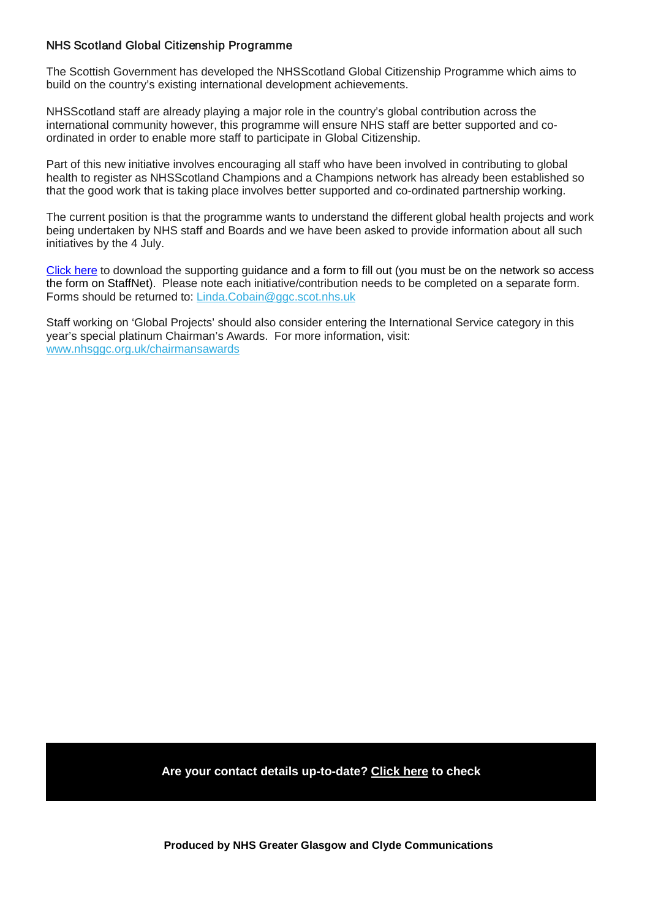## NHS Scotland Global Citizenship Programme

The Scottish Government has developed the NHSScotland Global Citizenship Programme which aims to build on the country's existing international development achievements.

NHSScotland staff are already playing a major role in the country's global contribution across the international community however, this programme will ensure NHS staff are better supported and co-ordinated in order to enable more staff to participate in Global Citizenship.

Part of this new initiative involves encouraging all staff who have been involved in contributing to global health to register as NHSScotland Champions and a Champions network has already been established so that the good work that is taking place involves better supported and co-ordinated partnership working.

The current position is that the programme wants to understand the different global health projects and work being undertaken by NHS staff and Boards and we have been asked to provide information about all such initiatives by the 4 July.

Click here to download the supporting guidance and a form to fill out (you must be on the network so access the form on StaffNet). Please note each initiative/contribution needs to be completed on a separate form. Forms should be returned to: Linda.Cobain@ggc.scot.nhs.uk

Staff working on 'Global Projects' should also consider entering the International Service category in this year's special platinum Chairman's Awards. For more information, visit: www.nhsggc.org.uk/chairmansawards

**Are your contact details up-to-date? Click here to check**

**Produced by NHS Greater Glasgow and Clyde Communications**